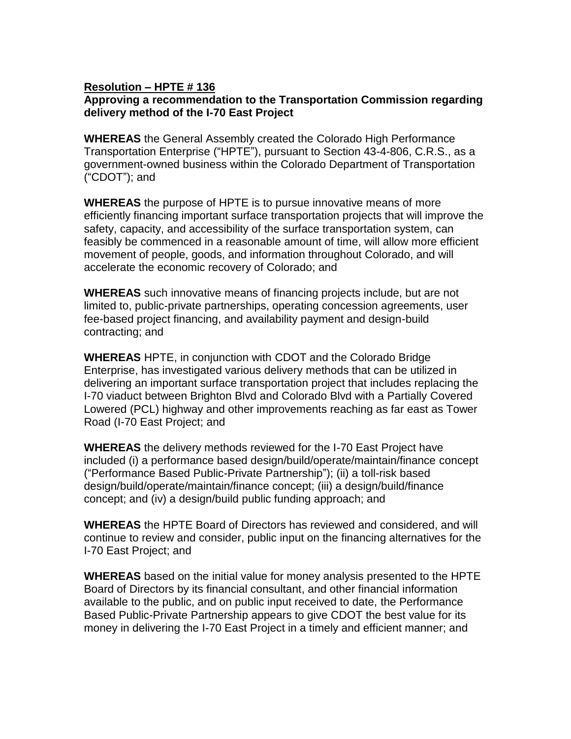**Resolution – HPTE # 136**

**Approving a recommendation to the Transportation Commission regarding delivery method of the I-70 East Project**

**WHEREAS** the General Assembly created the Colorado High Performance Transportation Enterprise ("HPTE"), pursuant to Section 43-4-806, C.R.S., as a government-owned business within the Colorado Department of Transportation ("CDOT"); and

**WHEREAS** the purpose of HPTE is to pursue innovative means of more efficiently financing important surface transportation projects that will improve the safety, capacity, and accessibility of the surface transportation system, can feasibly be commenced in a reasonable amount of time, will allow more efficient movement of people, goods, and information throughout Colorado, and will accelerate the economic recovery of Colorado; and

**WHEREAS** such innovative means of financing projects include, but are not limited to, public-private partnerships, operating concession agreements, user fee-based project financing, and availability payment and design-build contracting; and

**WHEREAS** HPTE, in conjunction with CDOT and the Colorado Bridge Enterprise, has investigated various delivery methods that can be utilized in delivering an important surface transportation project that includes replacing the I-70 viaduct between Brighton Blvd and Colorado Blvd with a Partially Covered Lowered (PCL) highway and other improvements reaching as far east as Tower Road (I-70 East Project; and

**WHEREAS** the delivery methods reviewed for the I-70 East Project have included (i) a performance based design/build/operate/maintain/finance concept ("Performance Based Public-Private Partnership"); (ii) a toll-risk based design/build/operate/maintain/finance concept; (iii) a design/build/finance concept; and (iv) a design/build public funding approach; and

**WHEREAS** the HPTE Board of Directors has reviewed and considered, and will continue to review and consider, public input on the financing alternatives for the I-70 East Project; and

**WHEREAS** based on the initial value for money analysis presented to the HPTE Board of Directors by its financial consultant, and other financial information available to the public, and on public input received to date, the Performance Based Public-Private Partnership appears to give CDOT the best value for its money in delivering the I-70 East Project in a timely and efficient manner; and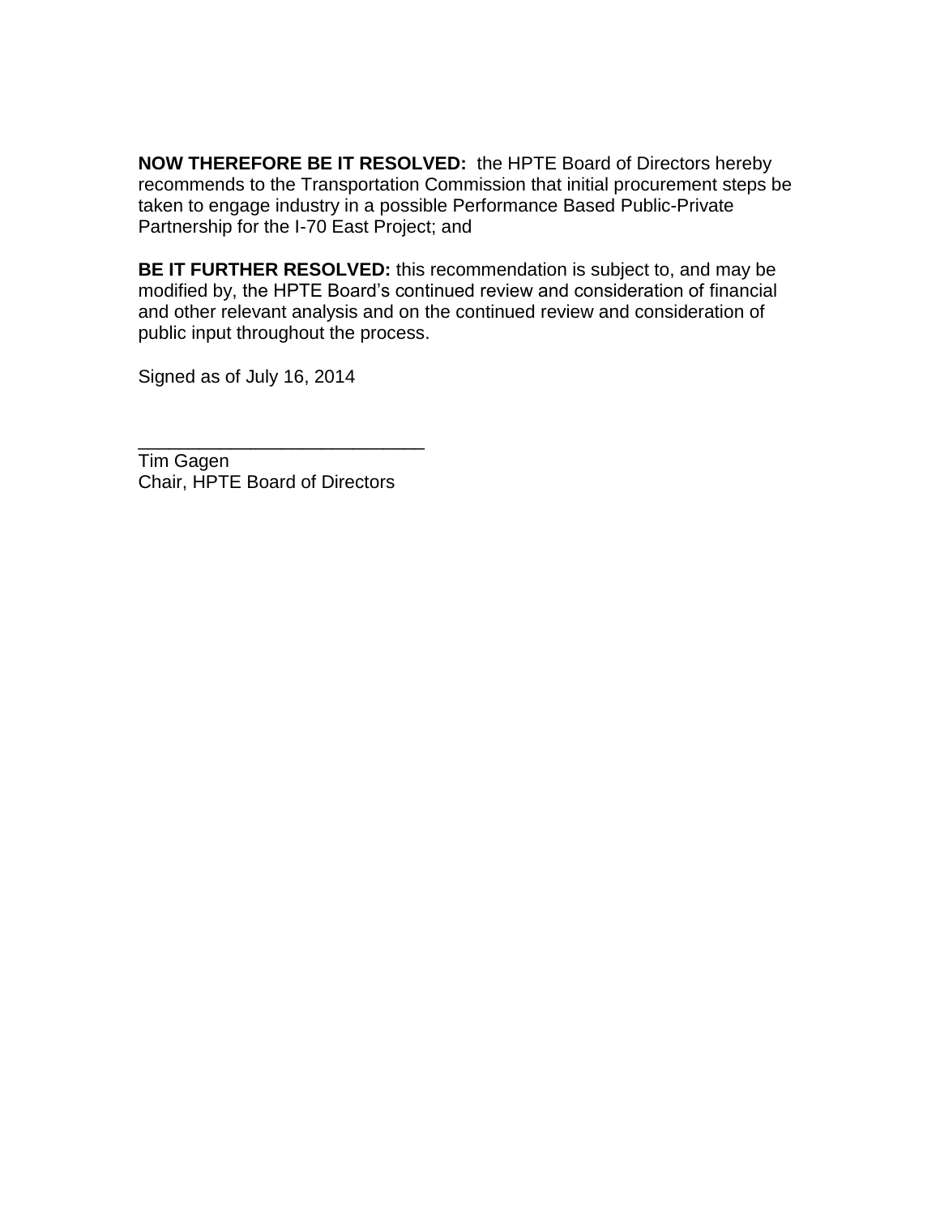**NOW THEREFORE BE IT RESOLVED:** the HPTE Board of Directors hereby recommends to the Transportation Commission that initial procurement steps be taken to engage industry in a possible Performance Based Public-Private Partnership for the I-70 East Project; and

**BE IT FURTHER RESOLVED:** this recommendation is subject to, and may be modified by, the HPTE Board's continued review and consideration of financial and other relevant analysis and on the continued review and consideration of public input throughout the process.

Signed as of July 16, 2014

_____________________________
Tim Gagen
Chair, HPTE Board of Directors